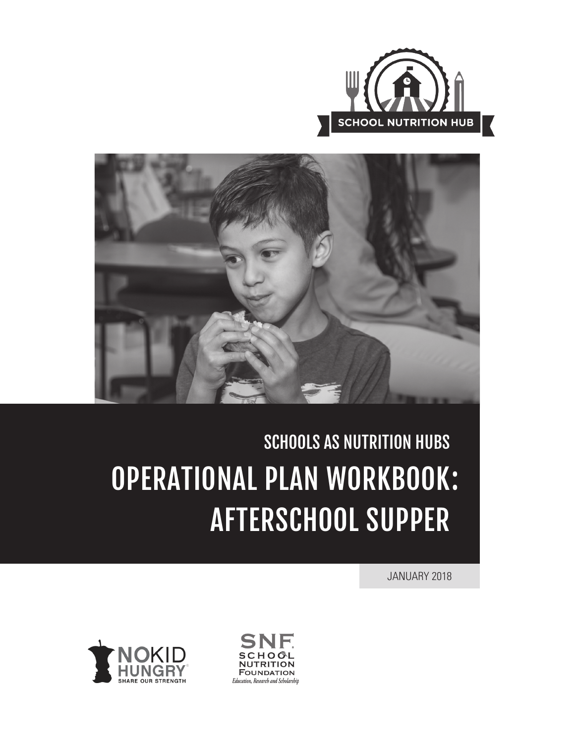SCHOOL NUTRITION HUB

## SCHOOLS AS NUTRITION HUBS

# OPERATIONAL PLAN WORKBOOK: AFTERSCHOOL SUPPER

JANUARY 2018

NO KID HUNGRY® SHARE OUR STRENGTH

SNF SCHOOL NUTRITION FOUNDATION *Education, Research and Scholarship*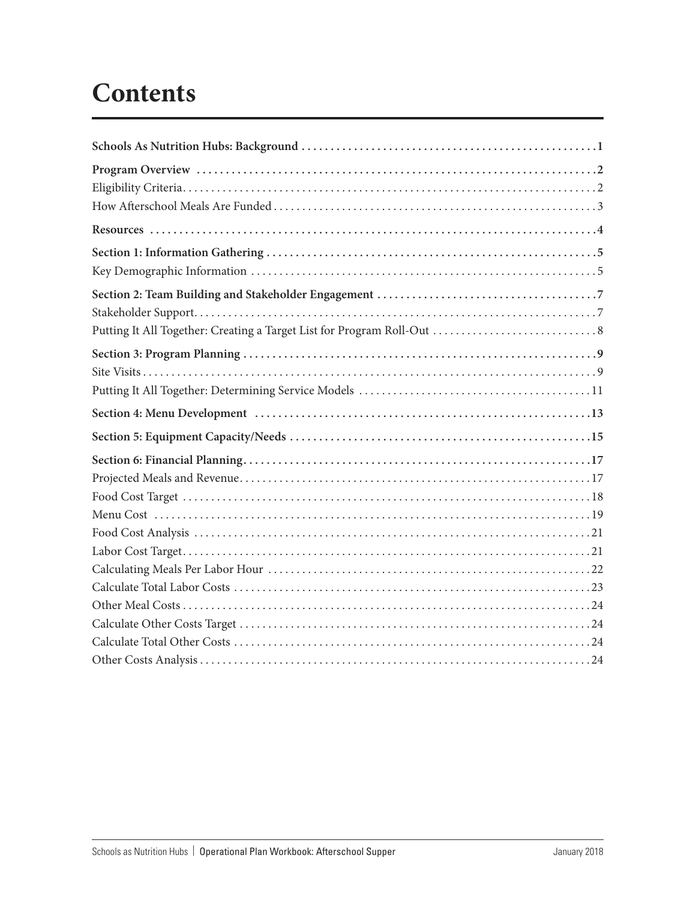# Contents

**Schools As Nutrition Hubs: Background** .................................................. **1**

**Program Overview** .................................................. **2**
Eligibility Criteria .................................................. 2
How Afterschool Meals Are Funded .................................................. 3

**Resources** .................................................. **4**

**Section 1: Information Gathering** .................................................. **5**
Key Demographic Information .................................................. 5

**Section 2: Team Building and Stakeholder Engagement** .................................................. **7**
Stakeholder Support .................................................. 7
Putting It All Together: Creating a Target List for Program Roll-Out .................................................. 8

**Section 3: Program Planning** .................................................. **9**
Site Visits .................................................. 9
Putting It All Together: Determining Service Models .................................................. 11

**Section 4: Menu Development** .................................................. **13**

**Section 5: Equipment Capacity/Needs** .................................................. **15**

**Section 6: Financial Planning** .................................................. **17**
Projected Meals and Revenue .................................................. 17
Food Cost Target .................................................. 18
Menu Cost .................................................. 19
Food Cost Analysis .................................................. 21
Labor Cost Target .................................................. 21
Calculating Meals Per Labor Hour .................................................. 22
Calculate Total Labor Costs .................................................. 23
Other Meal Costs .................................................. 24
Calculate Other Costs Target .................................................. 24
Calculate Total Other Costs .................................................. 24
Other Costs Analysis .................................................. 24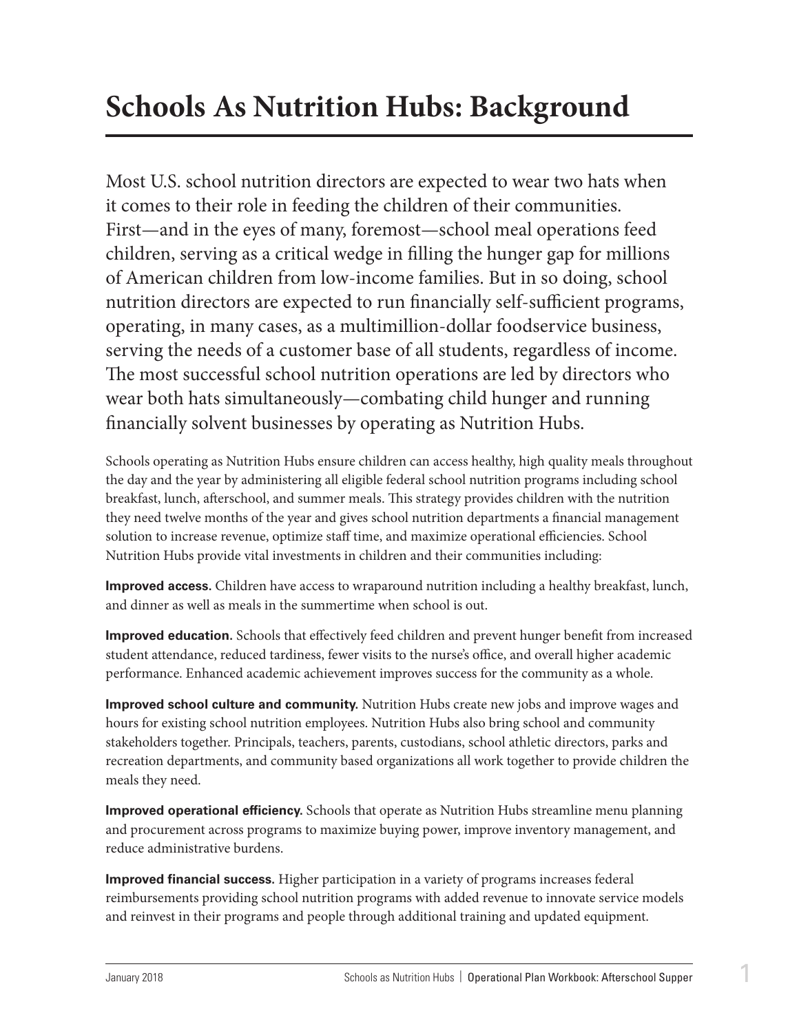# Schools As Nutrition Hubs: Background

Most U.S. school nutrition directors are expected to wear two hats when it comes to their role in feeding the children of their communities. First—and in the eyes of many, foremost—school meal operations feed children, serving as a critical wedge in filling the hunger gap for millions of American children from low-income families. But in so doing, school nutrition directors are expected to run financially self-sufficient programs, operating, in many cases, as a multimillion-dollar foodservice business, serving the needs of a customer base of all students, regardless of income. The most successful school nutrition operations are led by directors who wear both hats simultaneously—combating child hunger and running financially solvent businesses by operating as Nutrition Hubs.

Schools operating as Nutrition Hubs ensure children can access healthy, high quality meals throughout the day and the year by administering all eligible federal school nutrition programs including school breakfast, lunch, afterschool, and summer meals. This strategy provides children with the nutrition they need twelve months of the year and gives school nutrition departments a financial management solution to increase revenue, optimize staff time, and maximize operational efficiencies. School Nutrition Hubs provide vital investments in children and their communities including:

**Improved access.** Children have access to wraparound nutrition including a healthy breakfast, lunch, and dinner as well as meals in the summertime when school is out.

**Improved education.** Schools that effectively feed children and prevent hunger benefit from increased student attendance, reduced tardiness, fewer visits to the nurse's office, and overall higher academic performance. Enhanced academic achievement improves success for the community as a whole.

**Improved school culture and community.** Nutrition Hubs create new jobs and improve wages and hours for existing school nutrition employees. Nutrition Hubs also bring school and community stakeholders together. Principals, teachers, parents, custodians, school athletic directors, parks and recreation departments, and community based organizations all work together to provide children the meals they need.

**Improved operational efficiency.** Schools that operate as Nutrition Hubs streamline menu planning and procurement across programs to maximize buying power, improve inventory management, and reduce administrative burdens.

**Improved financial success.** Higher participation in a variety of programs increases federal reimbursements providing school nutrition programs with added revenue to innovate service models and reinvest in their programs and people through additional training and updated equipment.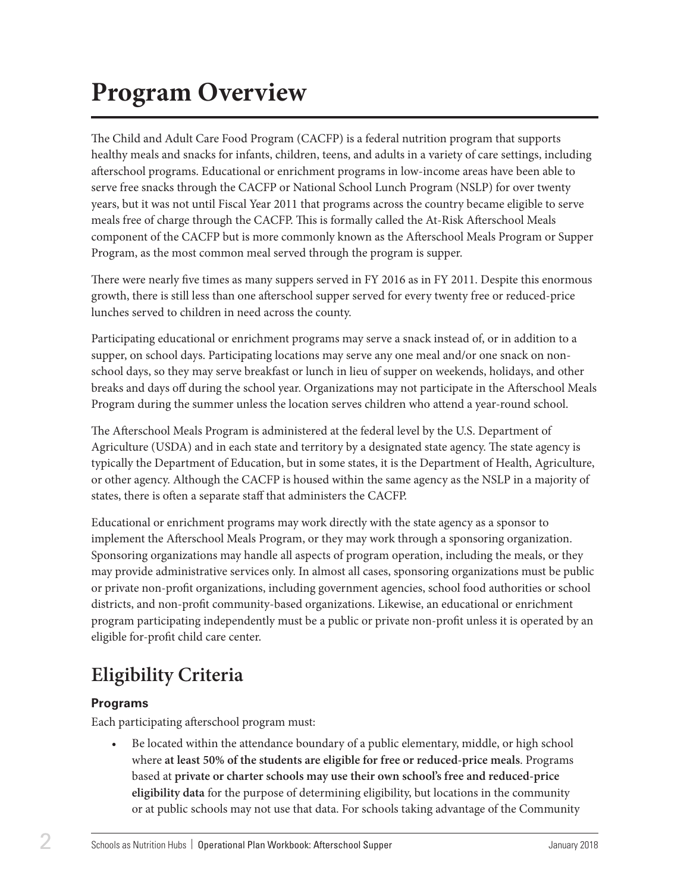# Program Overview

The Child and Adult Care Food Program (CACFP) is a federal nutrition program that supports healthy meals and snacks for infants, children, teens, and adults in a variety of care settings, including afterschool programs. Educational or enrichment programs in low-income areas have been able to serve free snacks through the CACFP or National School Lunch Program (NSLP) for over twenty years, but it was not until Fiscal Year 2011 that programs across the country became eligible to serve meals free of charge through the CACFP. This is formally called the At-Risk Afterschool Meals component of the CACFP but is more commonly known as the Afterschool Meals Program or Supper Program, as the most common meal served through the program is supper.

There were nearly five times as many suppers served in FY 2016 as in FY 2011. Despite this enormous growth, there is still less than one afterschool supper served for every twenty free or reduced-price lunches served to children in need across the county.

Participating educational or enrichment programs may serve a snack instead of, or in addition to a supper, on school days. Participating locations may serve any one meal and/or one snack on non-school days, so they may serve breakfast or lunch in lieu of supper on weekends, holidays, and other breaks and days off during the school year. Organizations may not participate in the Afterschool Meals Program during the summer unless the location serves children who attend a year-round school.

The Afterschool Meals Program is administered at the federal level by the U.S. Department of Agriculture (USDA) and in each state and territory by a designated state agency. The state agency is typically the Department of Education, but in some states, it is the Department of Health, Agriculture, or other agency. Although the CACFP is housed within the same agency as the NSLP in a majority of states, there is often a separate staff that administers the CACFP.

Educational or enrichment programs may work directly with the state agency as a sponsor to implement the Afterschool Meals Program, or they may work through a sponsoring organization. Sponsoring organizations may handle all aspects of program operation, including the meals, or they may provide administrative services only. In almost all cases, sponsoring organizations must be public or private non-profit organizations, including government agencies, school food authorities or school districts, and non-profit community-based organizations. Likewise, an educational or enrichment program participating independently must be a public or private non-profit unless it is operated by an eligible for-profit child care center.

## Eligibility Criteria

### Programs

Each participating afterschool program must:

- Be located within the attendance boundary of a public elementary, middle, or high school where **at least 50% of the students are eligible for free or reduced-price meals**. Programs based at **private or charter schools may use their own school's free and reduced-price eligibility data** for the purpose of determining eligibility, but locations in the community or at public schools may not use that data. For schools taking advantage of the Community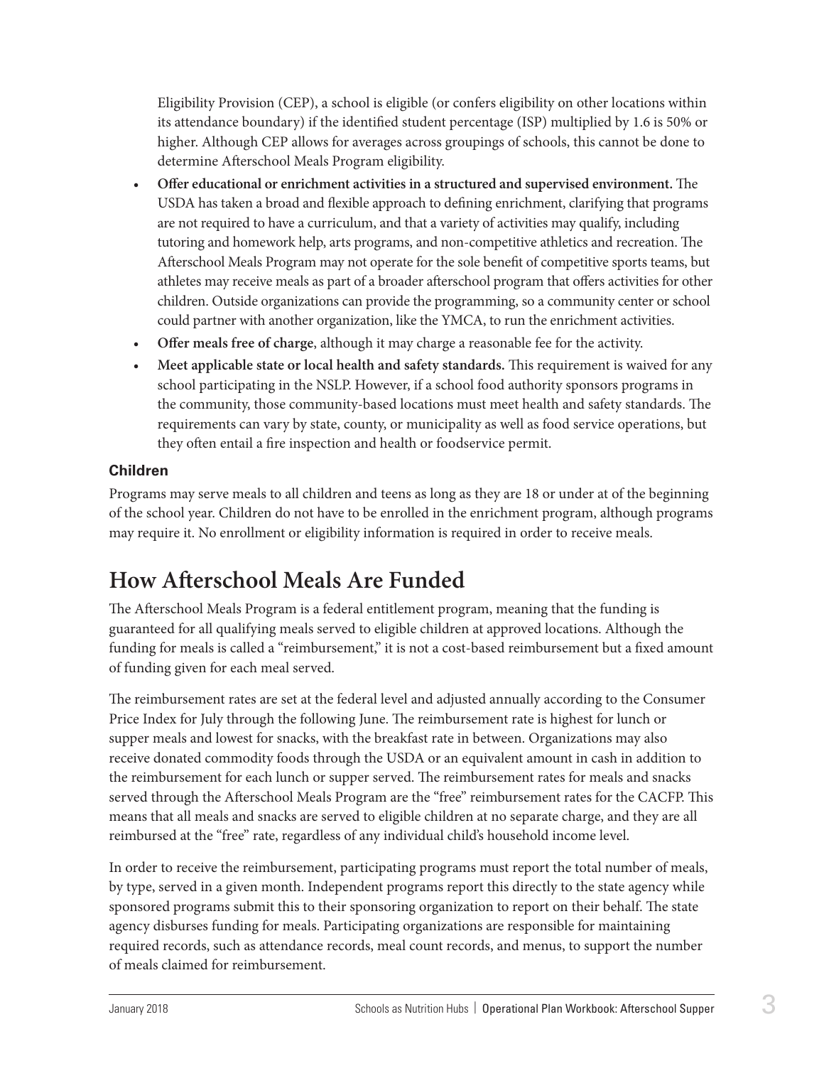Eligibility Provision (CEP), a school is eligible (or confers eligibility on other locations within its attendance boundary) if the identified student percentage (ISP) multiplied by 1.6 is 50% or higher. Although CEP allows for averages across groupings of schools, this cannot be done to determine Afterschool Meals Program eligibility.

- **Offer educational or enrichment activities in a structured and supervised environment.** The USDA has taken a broad and flexible approach to defining enrichment, clarifying that programs are not required to have a curriculum, and that a variety of activities may qualify, including tutoring and homework help, arts programs, and non-competitive athletics and recreation. The Afterschool Meals Program may not operate for the sole benefit of competitive sports teams, but athletes may receive meals as part of a broader afterschool program that offers activities for other children. Outside organizations can provide the programming, so a community center or school could partner with another organization, like the YMCA, to run the enrichment activities.
- **Offer meals free of charge**, although it may charge a reasonable fee for the activity.
- **Meet applicable state or local health and safety standards.** This requirement is waived for any school participating in the NSLP. However, if a school food authority sponsors programs in the community, those community-based locations must meet health and safety standards. The requirements can vary by state, county, or municipality as well as food service operations, but they often entail a fire inspection and health or foodservice permit.

### Children

Programs may serve meals to all children and teens as long as they are 18 or under at of the beginning of the school year. Children do not have to be enrolled in the enrichment program, although programs may require it. No enrollment or eligibility information is required in order to receive meals.

## How Afterschool Meals Are Funded

The Afterschool Meals Program is a federal entitlement program, meaning that the funding is guaranteed for all qualifying meals served to eligible children at approved locations. Although the funding for meals is called a "reimbursement," it is not a cost-based reimbursement but a fixed amount of funding given for each meal served.

The reimbursement rates are set at the federal level and adjusted annually according to the Consumer Price Index for July through the following June. The reimbursement rate is highest for lunch or supper meals and lowest for snacks, with the breakfast rate in between. Organizations may also receive donated commodity foods through the USDA or an equivalent amount in cash in addition to the reimbursement for each lunch or supper served. The reimbursement rates for meals and snacks served through the Afterschool Meals Program are the "free" reimbursement rates for the CACFP. This means that all meals and snacks are served to eligible children at no separate charge, and they are all reimbursed at the "free" rate, regardless of any individual child's household income level.

In order to receive the reimbursement, participating programs must report the total number of meals, by type, served in a given month. Independent programs report this directly to the state agency while sponsored programs submit this to their sponsoring organization to report on their behalf. The state agency disburses funding for meals. Participating organizations are responsible for maintaining required records, such as attendance records, meal count records, and menus, to support the number of meals claimed for reimbursement.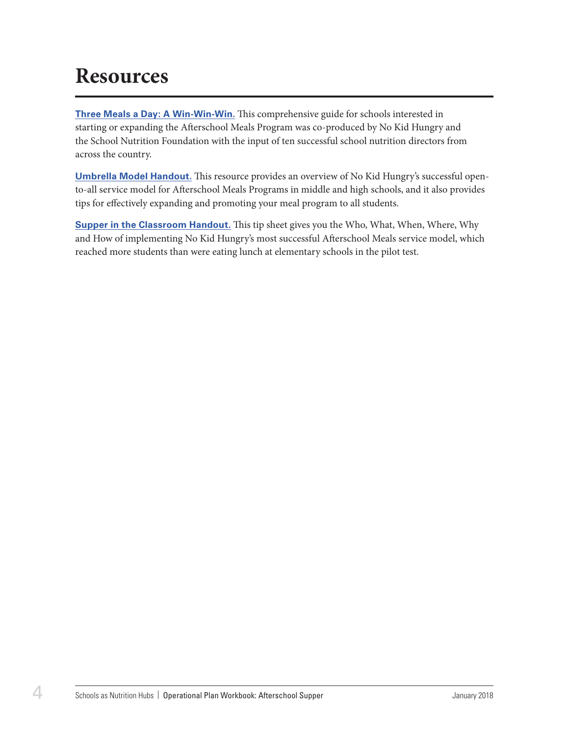# Resources

**Three Meals a Day: A Win-Win-Win.** This comprehensive guide for schools interested in starting or expanding the Afterschool Meals Program was co-produced by No Kid Hungry and the School Nutrition Foundation with the input of ten successful school nutrition directors from across the country.

**Umbrella Model Handout.** This resource provides an overview of No Kid Hungry's successful open-to-all service model for Afterschool Meals Programs in middle and high schools, and it also provides tips for effectively expanding and promoting your meal program to all students.

**Supper in the Classroom Handout.** This tip sheet gives you the Who, What, When, Where, Why and How of implementing No Kid Hungry's most successful Afterschool Meals service model, which reached more students than were eating lunch at elementary schools in the pilot test.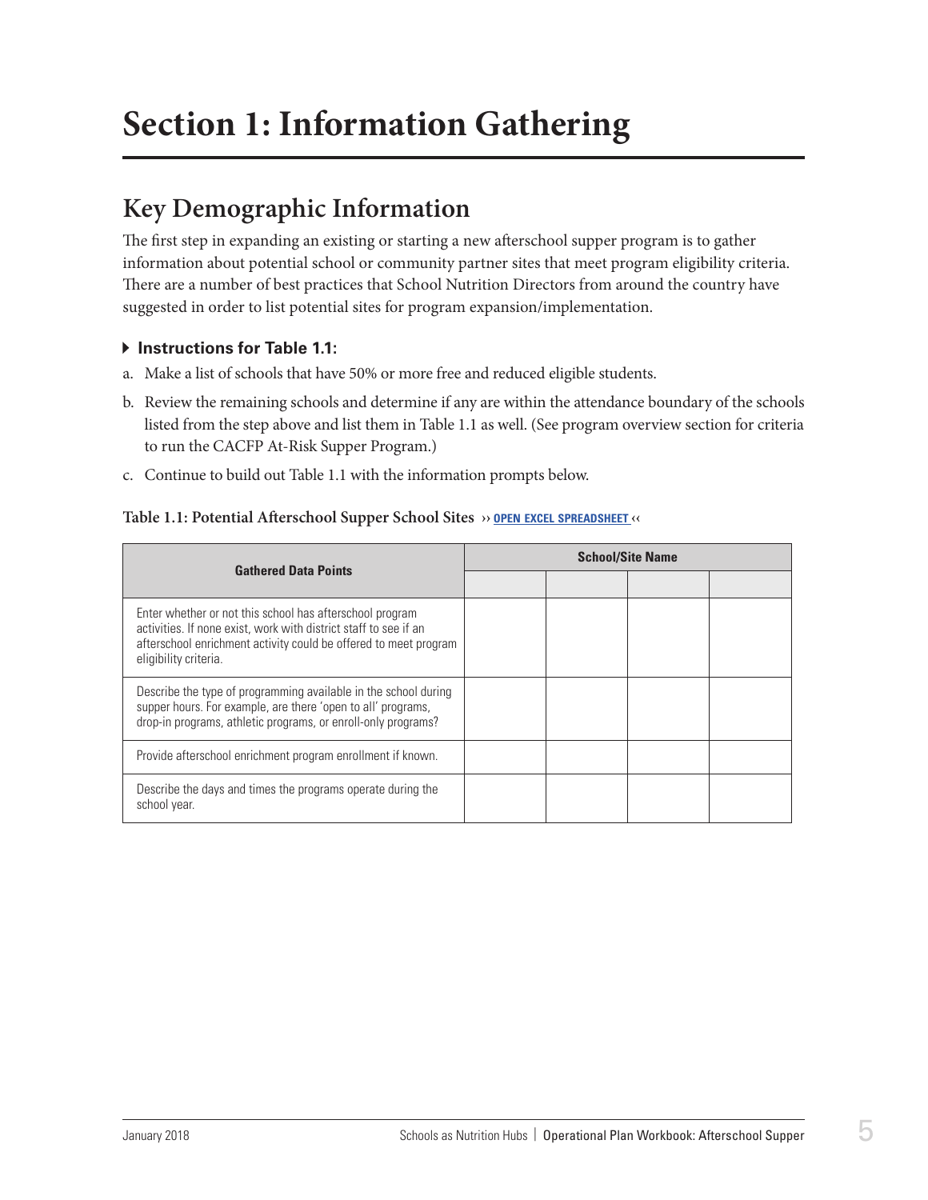# Section 1: Information Gathering

## Key Demographic Information

The first step in expanding an existing or starting a new afterschool supper program is to gather information about potential school or community partner sites that meet program eligibility criteria. There are a number of best practices that School Nutrition Directors from around the country have suggested in order to list potential sites for program expansion/implementation.

#### Instructions for Table 1.1:

a. Make a list of schools that have 50% or more free and reduced eligible students.

b. Review the remaining schools and determine if any are within the attendance boundary of the schools listed from the step above and list them in Table 1.1 as well. (See program overview section for criteria to run the CACFP At-Risk Supper Program.)

c. Continue to build out Table 1.1 with the information prompts below.

**Table 1.1: Potential Afterschool Supper School Sites** ›› OPEN EXCEL SPREADSHEET ‹‹

| Gathered Data Points | School/Site Name | | | |
|---|---|---|---|---|
| | | | | |
| Enter whether or not this school has afterschool program activities. If none exist, work with district staff to see if an afterschool enrichment activity could be offered to meet program eligibility criteria. | | | | |
| Describe the type of programming available in the school during supper hours. For example, are there 'open to all' programs, drop-in programs, athletic programs, or enroll-only programs? | | | | |
| Provide afterschool enrichment program enrollment if known. | | | | |
| Describe the days and times the programs operate during the school year. | | | | |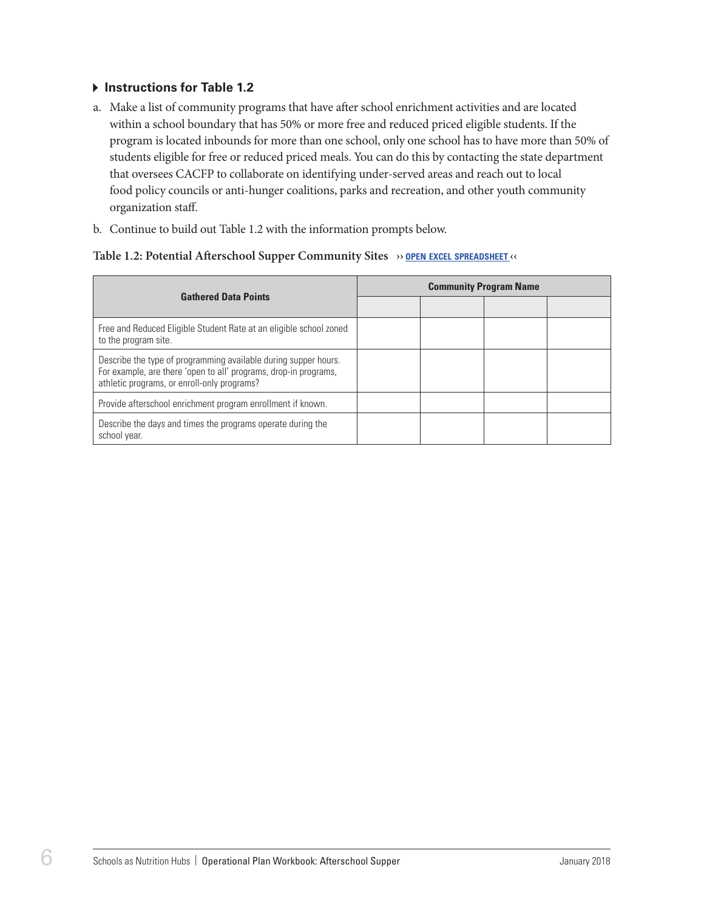### ▸ Instructions for Table 1.2

a. Make a list of community programs that have after school enrichment activities and are located within a school boundary that has 50% or more free and reduced priced eligible students. If the program is located inbounds for more than one school, only one school has to have more than 50% of students eligible for free or reduced priced meals. You can do this by contacting the state department that oversees CACFP to collaborate on identifying under-served areas and reach out to local food policy councils or anti-hunger coalitions, parks and recreation, and other youth community organization staff.

b. Continue to build out Table 1.2 with the information prompts below.

**Table 1.2: Potential Afterschool Supper Community Sites** ›› OPEN EXCEL SPREADSHEET ‹‹

| Gathered Data Points | Community Program Name | | | |
|---|---|---|---|---|
| | | | | |
| Free and Reduced Eligible Student Rate at an eligible school zoned to the program site. | | | | |
| Describe the type of programming available during supper hours. For example, are there 'open to all' programs, drop-in programs, athletic programs, or enroll-only programs? | | | | |
| Provide afterschool enrichment program enrollment if known. | | | | |
| Describe the days and times the programs operate during the school year. | | | | |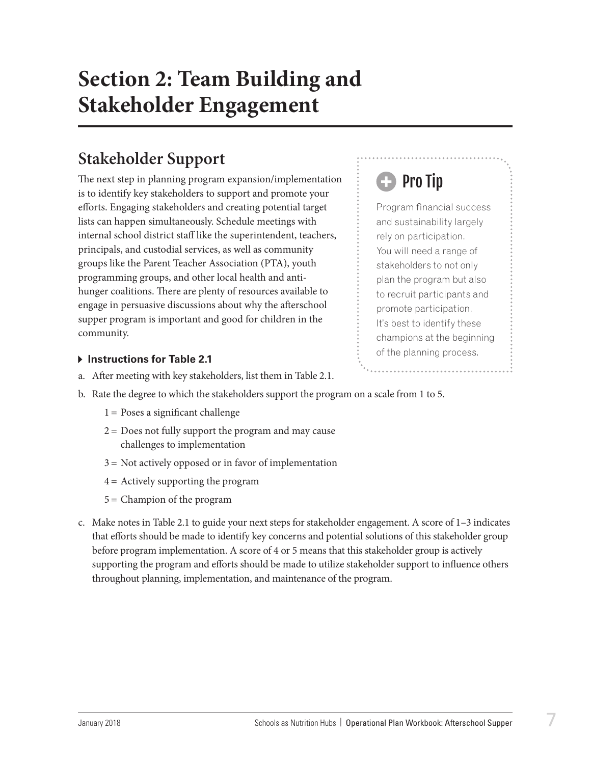# Section 2: Team Building and Stakeholder Engagement

## Stakeholder Support

The next step in planning program expansion/implementation is to identify key stakeholders to support and promote your efforts. Engaging stakeholders and creating potential target lists can happen simultaneously. Schedule meetings with internal school district staff like the superintendent, teachers, principals, and custodial services, as well as community groups like the Parent Teacher Association (PTA), youth programming groups, and other local health and anti-hunger coalitions. There are plenty of resources available to engage in persuasive discussions about why the afterschool supper program is important and good for children in the community.

> **Pro Tip**
>
> Program financial success and sustainability largely rely on participation. You will need a range of stakeholders to not only plan the program but also to recruit participants and promote participation. It's best to identify these champions at the beginning of the planning process.

**Instructions for Table 2.1**

a. After meeting with key stakeholders, list them in Table 2.1.

b. Rate the degree to which the stakeholders support the program on a scale from 1 to 5.

   1 = Poses a significant challenge

   2 = Does not fully support the program and may cause challenges to implementation

   3 = Not actively opposed or in favor of implementation

   4 = Actively supporting the program

   5 = Champion of the program

c. Make notes in Table 2.1 to guide your next steps for stakeholder engagement. A score of 1–3 indicates that efforts should be made to identify key concerns and potential solutions of this stakeholder group before program implementation. A score of 4 or 5 means that this stakeholder group is actively supporting the program and efforts should be made to utilize stakeholder support to influence others throughout planning, implementation, and maintenance of the program.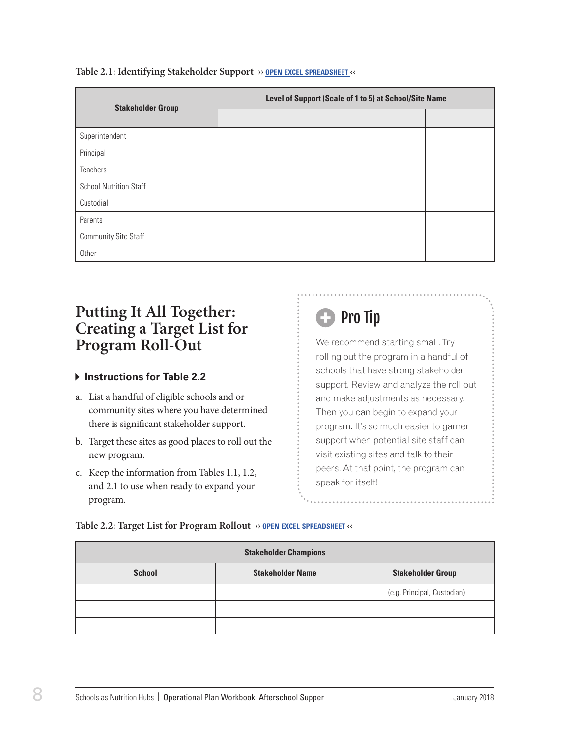Table 2.1: Identifying Stakeholder Support ›› OPEN EXCEL SPREADSHEET ‹‹

| Stakeholder Group | Level of Support (Scale of 1 to 5) at School/Site Name | | | |
|---|---|---|---|---|
| | | | | |
| Superintendent | | | | |
| Principal | | | | |
| Teachers | | | | |
| School Nutrition Staff | | | | |
| Custodial | | | | |
| Parents | | | | |
| Community Site Staff | | | | |
| Other | | | | |

## Putting It All Together: Creating a Target List for Program Roll-Out

### Instructions for Table 2.2

a. List a handful of eligible schools and or community sites where you have determined there is significant stakeholder support.

b. Target these sites as good places to roll out the new program.

c. Keep the information from Tables 1.1, 1.2, and 2.1 to use when ready to expand your program.

> **Pro Tip**
>
> We recommend starting small. Try rolling out the program in a handful of schools that have strong stakeholder support. Review and analyze the roll out and make adjustments as necessary. Then you can begin to expand your program. It's so much easier to garner support when potential site staff can visit existing sites and talk to their peers. At that point, the program can speak for itself!

Table 2.2: Target List for Program Rollout ›› OPEN EXCEL SPREADSHEET ‹‹

| Stakeholder Champions | | |
|---|---|---|
| School | Stakeholder Name | Stakeholder Group |
| | | (e.g. Principal, Custodian) |
| | | |
| | | |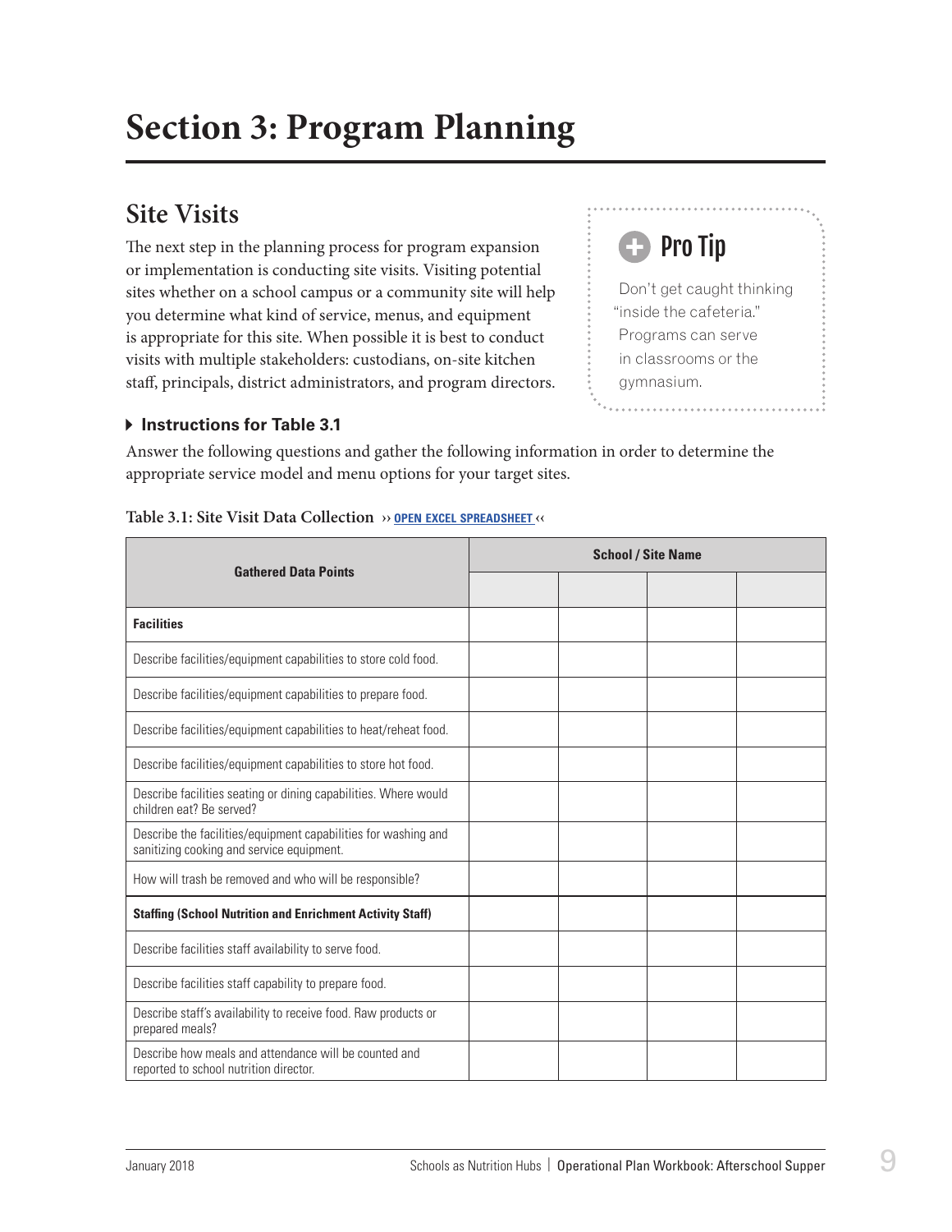# Section 3: Program Planning

## Site Visits

The next step in the planning process for program expansion or implementation is conducting site visits. Visiting potential sites whether on a school campus or a community site will help you determine what kind of service, menus, and equipment is appropriate for this site. When possible it is best to conduct visits with multiple stakeholders: custodians, on-site kitchen staff, principals, district administrators, and program directors.

> **Pro Tip**
>
> Don't get caught thinking "inside the cafeteria." Programs can serve in classrooms or the gymnasium.

### Instructions for Table 3.1

Answer the following questions and gather the following information in order to determine the appropriate service model and menu options for your target sites.

**Table 3.1: Site Visit Data Collection** ›› OPEN EXCEL SPREADSHEET ‹‹

| Gathered Data Points | School / Site Name | | | |
|---|---|---|---|---|
| | | | | |
| **Facilities** | | | | |
| Describe facilities/equipment capabilities to store cold food. | | | | |
| Describe facilities/equipment capabilities to prepare food. | | | | |
| Describe facilities/equipment capabilities to heat/reheat food. | | | | |
| Describe facilities/equipment capabilities to store hot food. | | | | |
| Describe facilities seating or dining capabilities. Where would children eat? Be served? | | | | |
| Describe the facilities/equipment capabilities for washing and sanitizing cooking and service equipment. | | | | |
| How will trash be removed and who will be responsible? | | | | |
| **Staffing (School Nutrition and Enrichment Activity Staff)** | | | | |
| Describe facilities staff availability to serve food. | | | | |
| Describe facilities staff capability to prepare food. | | | | |
| Describe staff's availability to receive food. Raw products or prepared meals? | | | | |
| Describe how meals and attendance will be counted and reported to school nutrition director. | | | | |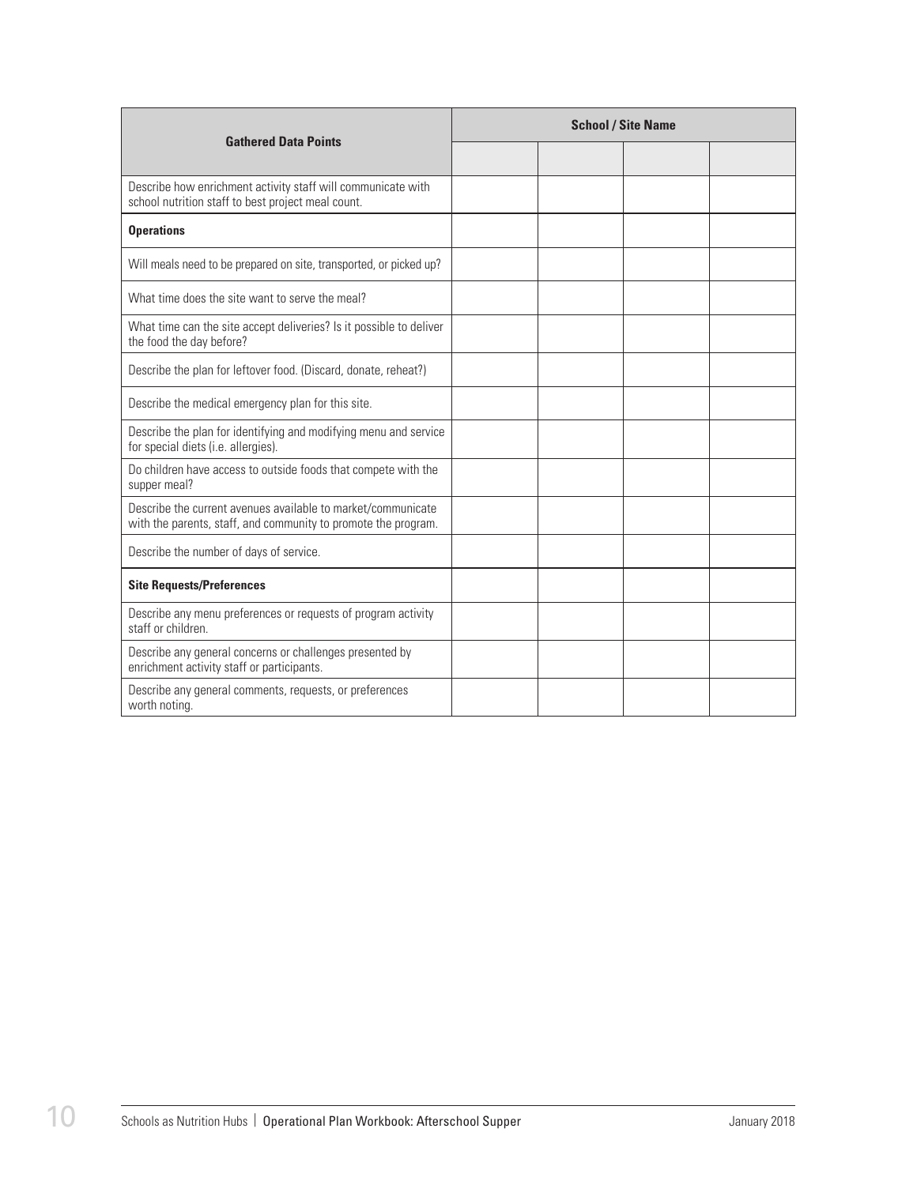| Gathered Data Points | School / Site Name | | | |
|---|---|---|---|---|
| | | | | |
| Describe how enrichment activity staff will communicate with school nutrition staff to best project meal count. | | | | |
| **Operations** | | | | |
| Will meals need to be prepared on site, transported, or picked up? | | | | |
| What time does the site want to serve the meal? | | | | |
| What time can the site accept deliveries? Is it possible to deliver the food the day before? | | | | |
| Describe the plan for leftover food. (Discard, donate, reheat?) | | | | |
| Describe the medical emergency plan for this site. | | | | |
| Describe the plan for identifying and modifying menu and service for special diets (i.e. allergies). | | | | |
| Do children have access to outside foods that compete with the supper meal? | | | | |
| Describe the current avenues available to market/communicate with the parents, staff, and community to promote the program. | | | | |
| Describe the number of days of service. | | | | |
| **Site Requests/Preferences** | | | | |
| Describe any menu preferences or requests of program activity staff or children. | | | | |
| Describe any general concerns or challenges presented by enrichment activity staff or participants. | | | | |
| Describe any general comments, requests, or preferences worth noting. | | | | |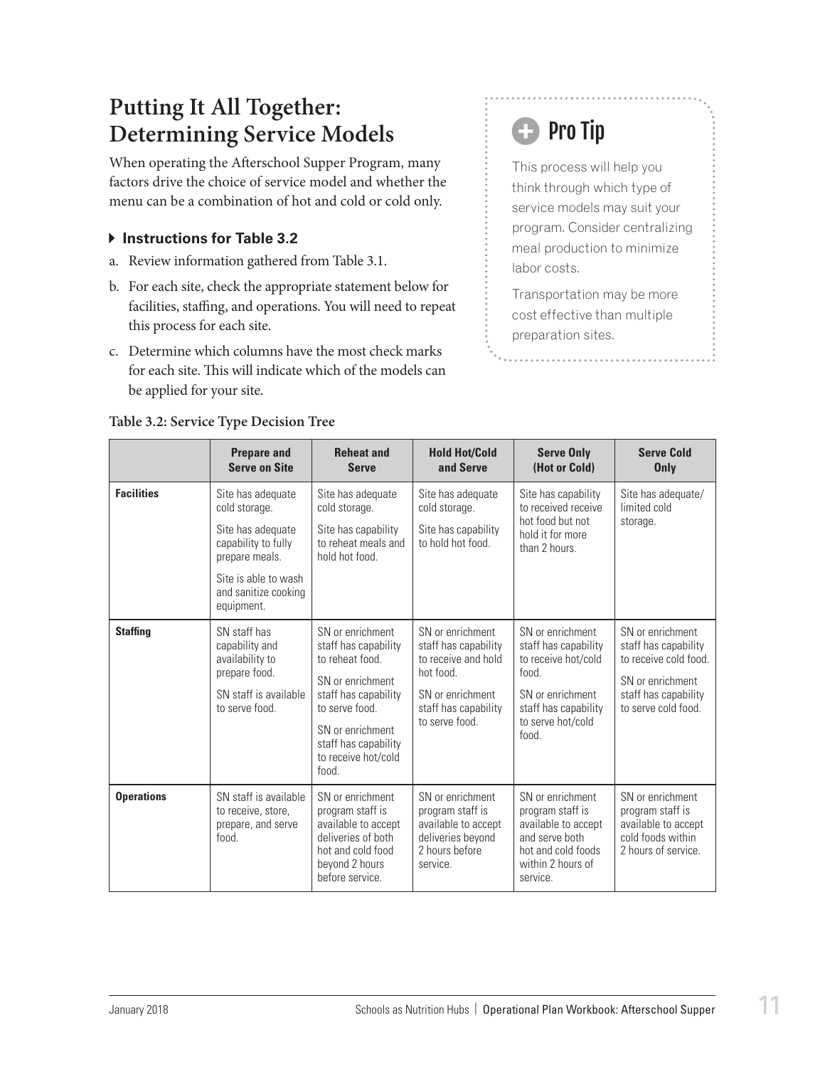## Putting It All Together: Determining Service Models

When operating the Afterschool Supper Program, many factors drive the choice of service model and whether the menu can be a combination of hot and cold or cold only.

### Instructions for Table 3.2

a. Review information gathered from Table 3.1.

b. For each site, check the appropriate statement below for facilities, staffing, and operations. You will need to repeat this process for each site.

c. Determine which columns have the most check marks for each site. This will indicate which of the models can be applied for your site.

> **Pro Tip**
>
> This process will help you think through which type of service models may suit your program. Consider centralizing meal production to minimize labor costs.
>
> Transportation may be more cost effective than multiple preparation sites.

**Table 3.2: Service Type Decision Tree**

| | Prepare and Serve on Site | Reheat and Serve | Hold Hot/Cold and Serve | Serve Only (Hot or Cold) | Serve Cold Only |
|---|---|---|---|---|---|
| **Facilities** | Site has adequate cold storage.<br><br>Site has adequate capability to fully prepare meals.<br><br>Site is able to wash and sanitize cooking equipment. | Site has adequate cold storage.<br><br>Site has capability to reheat meals and hold hot food. | Site has adequate cold storage.<br><br>Site has capability to hold hot food. | Site has capability to received receive hot food but not hold it for more than 2 hours. | Site has adequate/ limited cold storage. |
| **Staffing** | SN staff has capability and availability to prepare food.<br><br>SN staff is available to serve food. | SN or enrichment staff has capability to reheat food.<br><br>SN or enrichment staff has capability to serve food.<br><br>SN or enrichment staff has capability to receive hot/cold food. | SN or enrichment staff has capability to receive and hold hot food.<br><br>SN or enrichment staff has capability to serve food. | SN or enrichment staff has capability to receive hot/cold food.<br><br>SN or enrichment staff has capability to serve hot/cold food. | SN or enrichment staff has capability to receive cold food.<br><br>SN or enrichment staff has capability to serve cold food. |
| **Operations** | SN staff is available to receive, store, prepare, and serve food. | SN or enrichment program staff is available to accept deliveries of both hot and cold food beyond 2 hours before service. | SN or enrichment program staff is available to accept deliveries beyond 2 hours before service. | SN or enrichment program staff is available to accept and serve both hot and cold foods within 2 hours of service. | SN or enrichment program staff is available to accept cold foods within 2 hours of service. |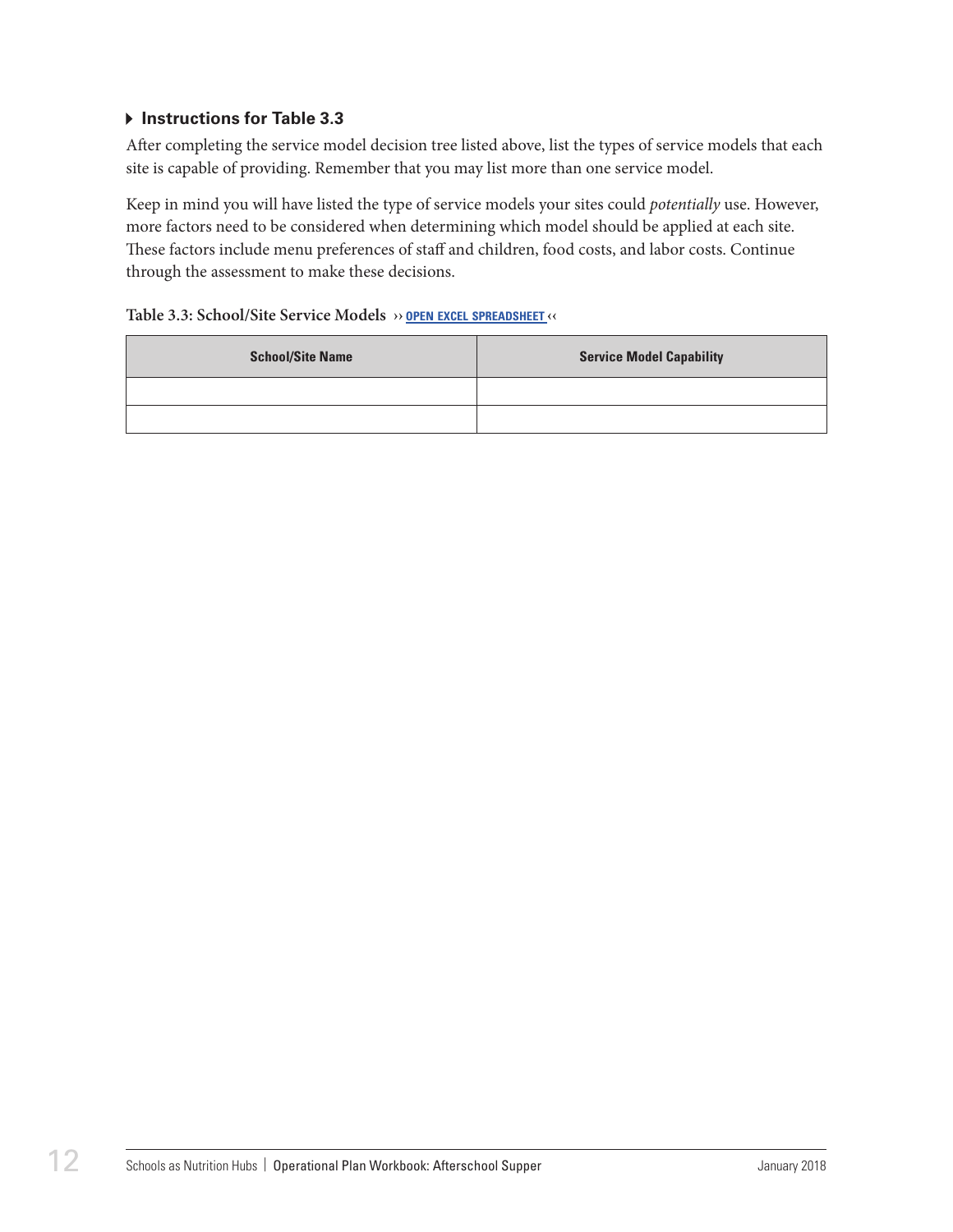### ▸ Instructions for Table 3.3

After completing the service model decision tree listed above, list the types of service models that each site is capable of providing. Remember that you may list more than one service model.

Keep in mind you will have listed the type of service models your sites could *potentially* use. However, more factors need to be considered when determining which model should be applied at each site. These factors include menu preferences of staff and children, food costs, and labor costs. Continue through the assessment to make these decisions.

**Table 3.3: School/Site Service Models** ›› OPEN EXCEL SPREADSHEET ‹‹

| School/Site Name | Service Model Capability |
|---|---|
| | |
| | |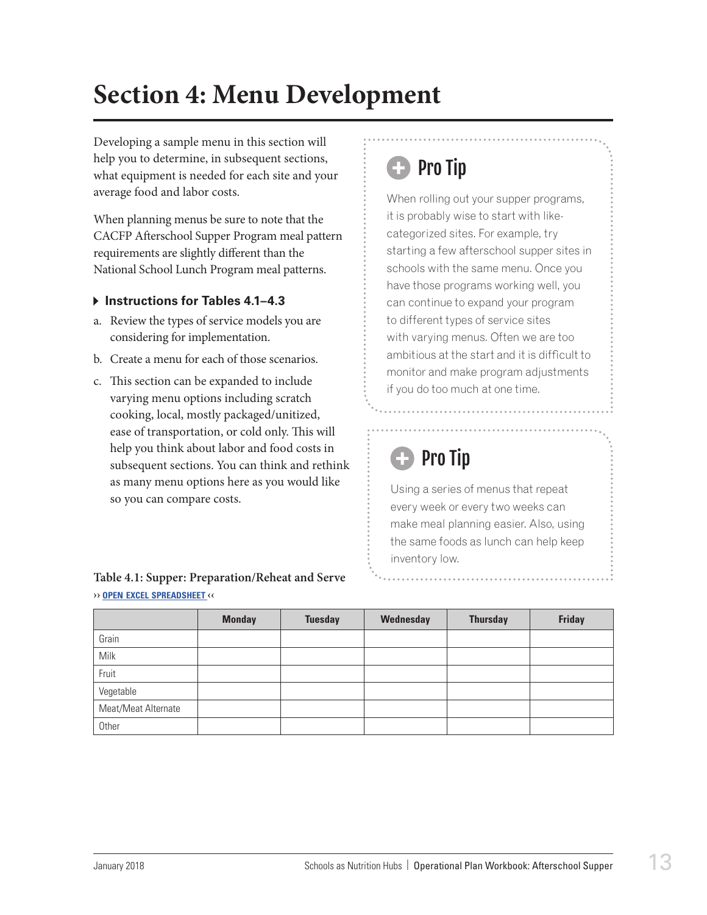# Section 4: Menu Development

Developing a sample menu in this section will help you to determine, in subsequent sections, what equipment is needed for each site and your average food and labor costs.

When planning menus be sure to note that the CACFP Afterschool Supper Program meal pattern requirements are slightly different than the National School Lunch Program meal patterns.

### Instructions for Tables 4.1–4.3

a. Review the types of service models you are considering for implementation.

b. Create a menu for each of those scenarios.

c. This section can be expanded to include varying menu options including scratch cooking, local, mostly packaged/unitized, ease of transportation, or cold only. This will help you think about labor and food costs in subsequent sections. You can think and rethink as many menu options here as you would like so you can compare costs.

> **Pro Tip**
>
> When rolling out your supper programs, it is probably wise to start with like-categorized sites. For example, try starting a few afterschool supper sites in schools with the same menu. Once you have those programs working well, you can continue to expand your program to different types of service sites with varying menus. Often we are too ambitious at the start and it is difficult to monitor and make program adjustments if you do too much at one time.

> **Pro Tip**
>
> Using a series of menus that repeat every week or every two weeks can make meal planning easier. Also, using the same foods as lunch can help keep inventory low.

**Table 4.1: Supper: Preparation/Reheat and Serve**

›› OPEN EXCEL SPREADSHEET ‹‹

| | Monday | Tuesday | Wednesday | Thursday | Friday |
|---|---|---|---|---|---|
| Grain | | | | | |
| Milk | | | | | |
| Fruit | | | | | |
| Vegetable | | | | | |
| Meat/Meat Alternate | | | | | |
| Other | | | | | |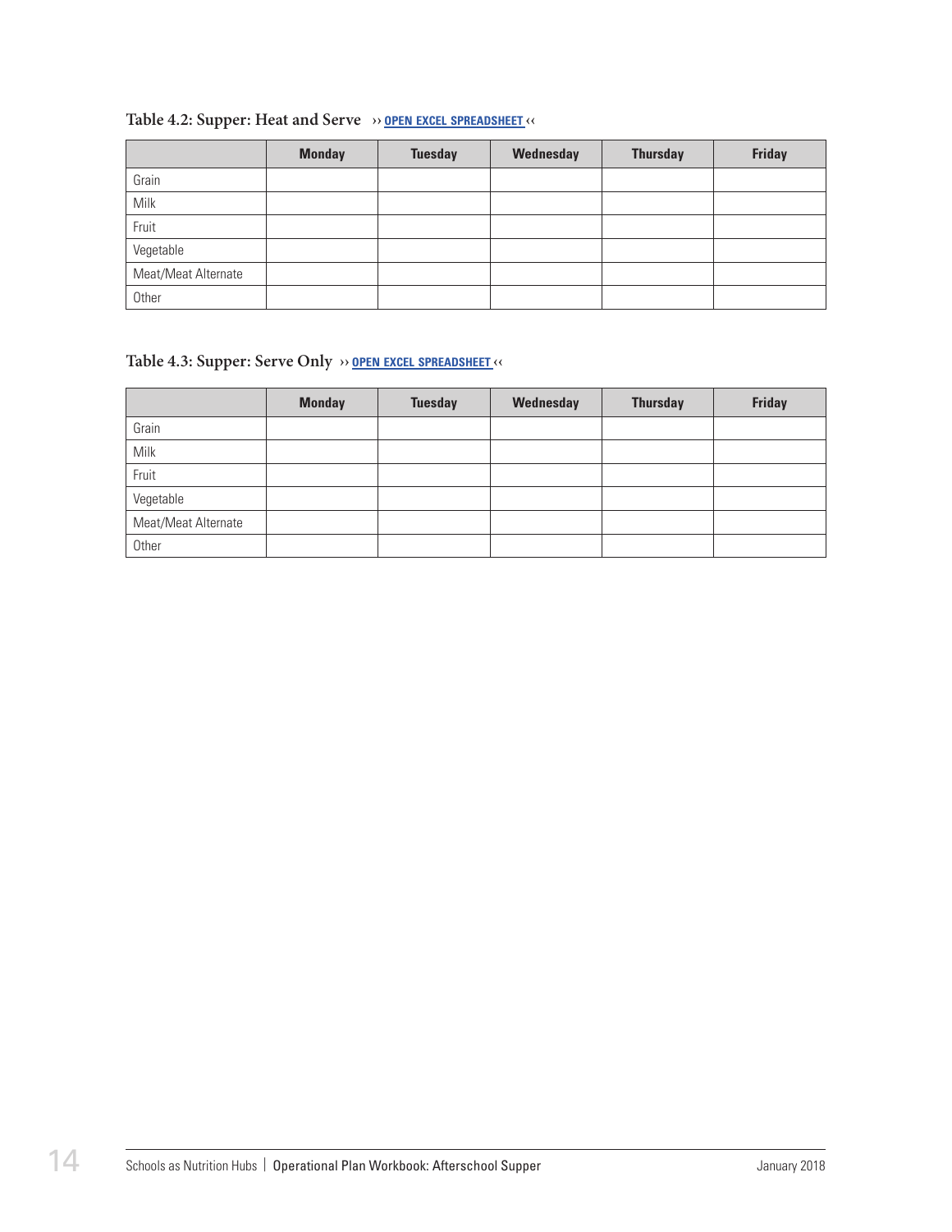**Table 4.2: Supper: Heat and Serve** ›› OPEN EXCEL SPREADSHEET ‹‹

| | Monday | Tuesday | Wednesday | Thursday | Friday |
|---|---|---|---|---|---|
| Grain | | | | | |
| Milk | | | | | |
| Fruit | | | | | |
| Vegetable | | | | | |
| Meat/Meat Alternate | | | | | |
| Other | | | | | |

**Table 4.3: Supper: Serve Only** ›› OPEN EXCEL SPREADSHEET ‹‹

| | Monday | Tuesday | Wednesday | Thursday | Friday |
|---|---|---|---|---|---|
| Grain | | | | | |
| Milk | | | | | |
| Fruit | | | | | |
| Vegetable | | | | | |
| Meat/Meat Alternate | | | | | |
| Other | | | | | |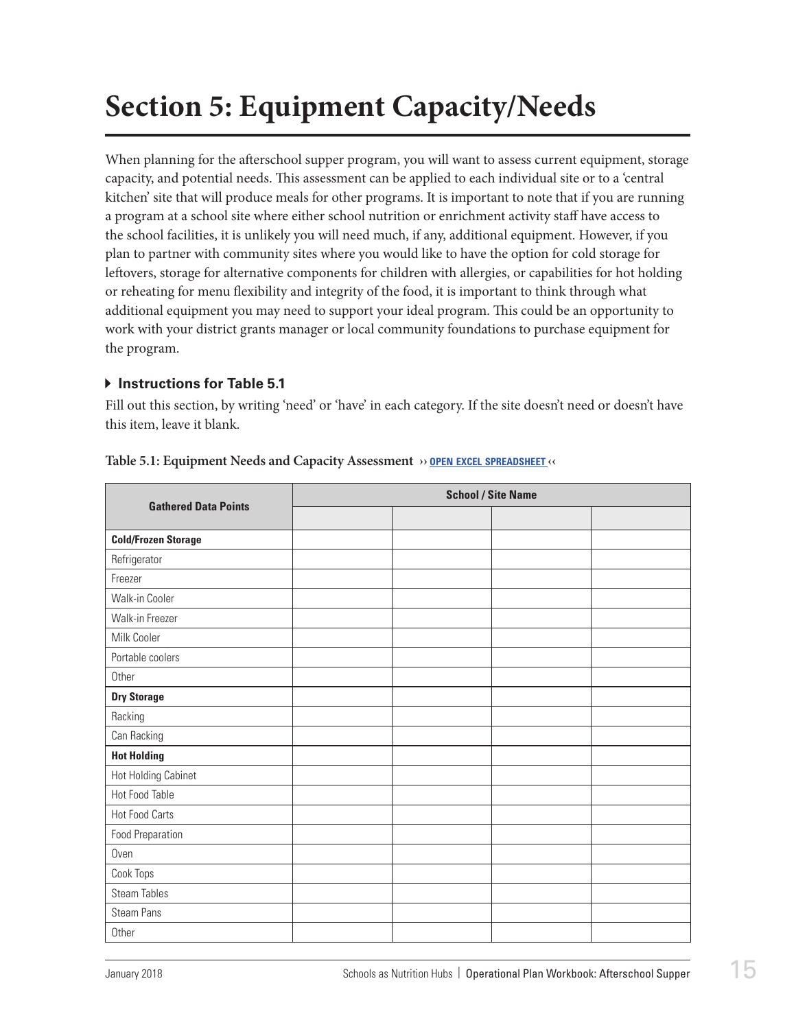# Section 5: Equipment Capacity/Needs

When planning for the afterschool supper program, you will want to assess current equipment, storage capacity, and potential needs. This assessment can be applied to each individual site or to a 'central kitchen' site that will produce meals for other programs. It is important to note that if you are running a program at a school site where either school nutrition or enrichment activity staff have access to the school facilities, it is unlikely you will need much, if any, additional equipment. However, if you plan to partner with community sites where you would like to have the option for cold storage for leftovers, storage for alternative components for children with allergies, or capabilities for hot holding or reheating for menu flexibility and integrity of the food, it is important to think through what additional equipment you may need to support your ideal program. This could be an opportunity to work with your district grants manager or local community foundations to purchase equipment for the program.

### Instructions for Table 5.1

Fill out this section, by writing 'need' or 'have' in each category. If the site doesn't need or doesn't have this item, leave it blank.

**Table 5.1: Equipment Needs and Capacity Assessment** ›› OPEN EXCEL SPREADSHEET ‹‹

| Gathered Data Points | School / Site Name | | | |
|---|---|---|---|---|
| | | | | |
| **Cold/Frozen Storage** | | | | |
| Refrigerator | | | | |
| Freezer | | | | |
| Walk-in Cooler | | | | |
| Walk-in Freezer | | | | |
| Milk Cooler | | | | |
| Portable coolers | | | | |
| Other | | | | |
| **Dry Storage** | | | | |
| Racking | | | | |
| Can Racking | | | | |
| **Hot Holding** | | | | |
| Hot Holding Cabinet | | | | |
| Hot Food Table | | | | |
| Hot Food Carts | | | | |
| Food Preparation | | | | |
| Oven | | | | |
| Cook Tops | | | | |
| Steam Tables | | | | |
| Steam Pans | | | | |
| Other | | | | |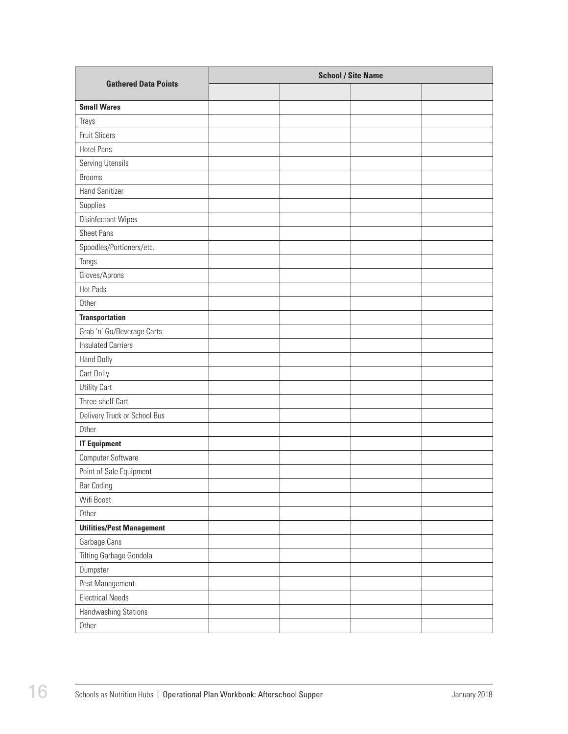| Gathered Data Points | School / Site Name | | | |
|---|---|---|---|---|
| | | | | |
| **Small Wares** | | | | |
| Trays | | | | |
| Fruit Slicers | | | | |
| Hotel Pans | | | | |
| Serving Utensils | | | | |
| Brooms | | | | |
| Hand Sanitizer | | | | |
| Supplies | | | | |
| Disinfectant Wipes | | | | |
| Sheet Pans | | | | |
| Spoodles/Portioners/etc. | | | | |
| Tongs | | | | |
| Gloves/Aprons | | | | |
| Hot Pads | | | | |
| Other | | | | |
| **Transportation** | | | | |
| Grab 'n' Go/Beverage Carts | | | | |
| Insulated Carriers | | | | |
| Hand Dolly | | | | |
| Cart Dolly | | | | |
| Utility Cart | | | | |
| Three-shelf Cart | | | | |
| Delivery Truck or School Bus | | | | |
| Other | | | | |
| **IT Equipment** | | | | |
| Computer Software | | | | |
| Point of Sale Equipment | | | | |
| Bar Coding | | | | |
| Wifi Boost | | | | |
| Other | | | | |
| **Utilities/Pest Management** | | | | |
| Garbage Cans | | | | |
| Tilting Garbage Gondola | | | | |
| Dumpster | | | | |
| Pest Management | | | | |
| Electrical Needs | | | | |
| Handwashing Stations | | | | |
| Other | | | | |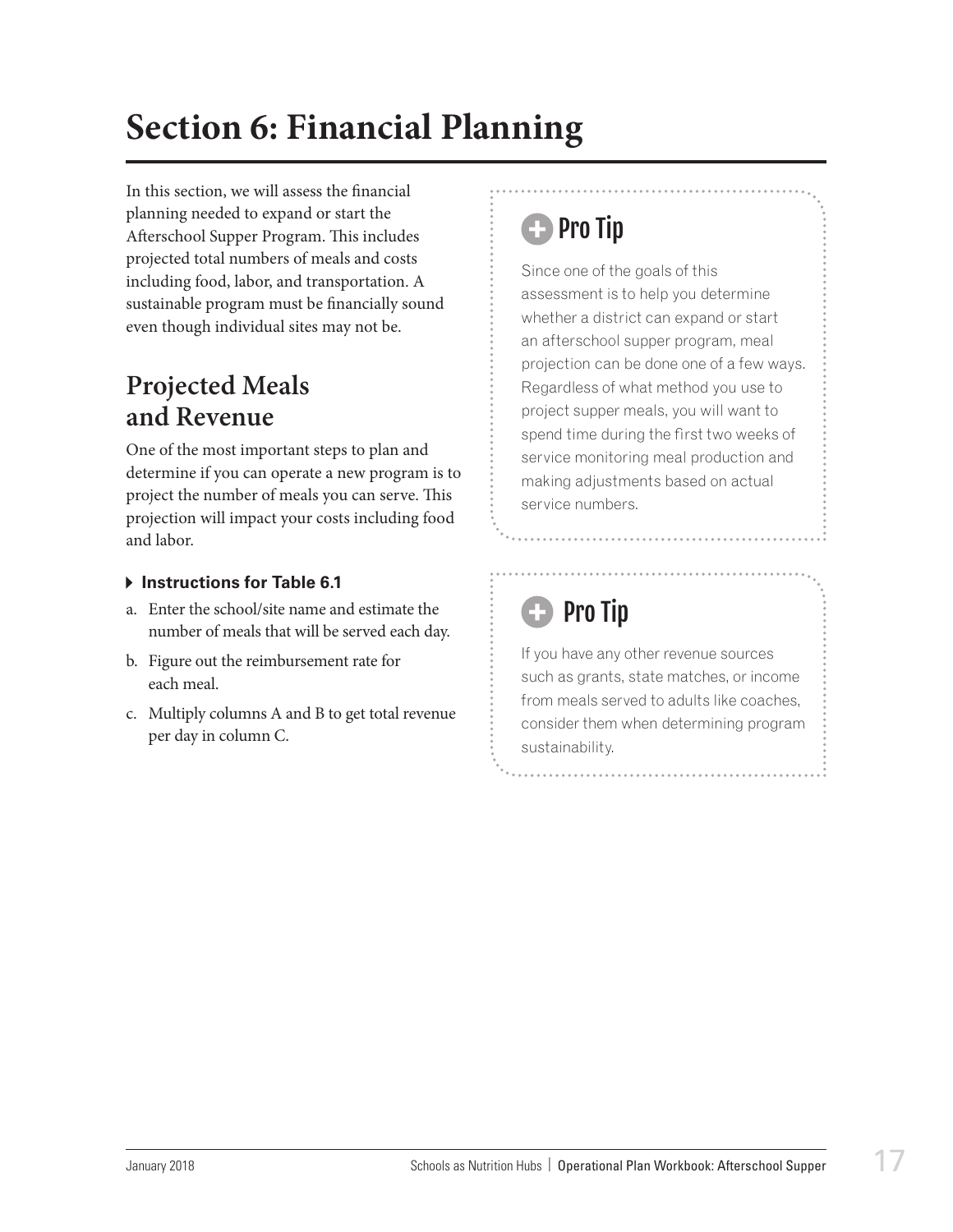# Section 6: Financial Planning

In this section, we will assess the financial planning needed to expand or start the Afterschool Supper Program. This includes projected total numbers of meals and costs including food, labor, and transportation. A sustainable program must be financially sound even though individual sites may not be.

## Projected Meals and Revenue

One of the most important steps to plan and determine if you can operate a new program is to project the number of meals you can serve. This projection will impact your costs including food and labor.

**Instructions for Table 6.1**

a. Enter the school/site name and estimate the number of meals that will be served each day.

b. Figure out the reimbursement rate for each meal.

c. Multiply columns A and B to get total revenue per day in column C.

### Pro Tip

Since one of the goals of this assessment is to help you determine whether a district can expand or start an afterschool supper program, meal projection can be done one of a few ways. Regardless of what method you use to project supper meals, you will want to spend time during the first two weeks of service monitoring meal production and making adjustments based on actual service numbers.

### Pro Tip

If you have any other revenue sources such as grants, state matches, or income from meals served to adults like coaches, consider them when determining program sustainability.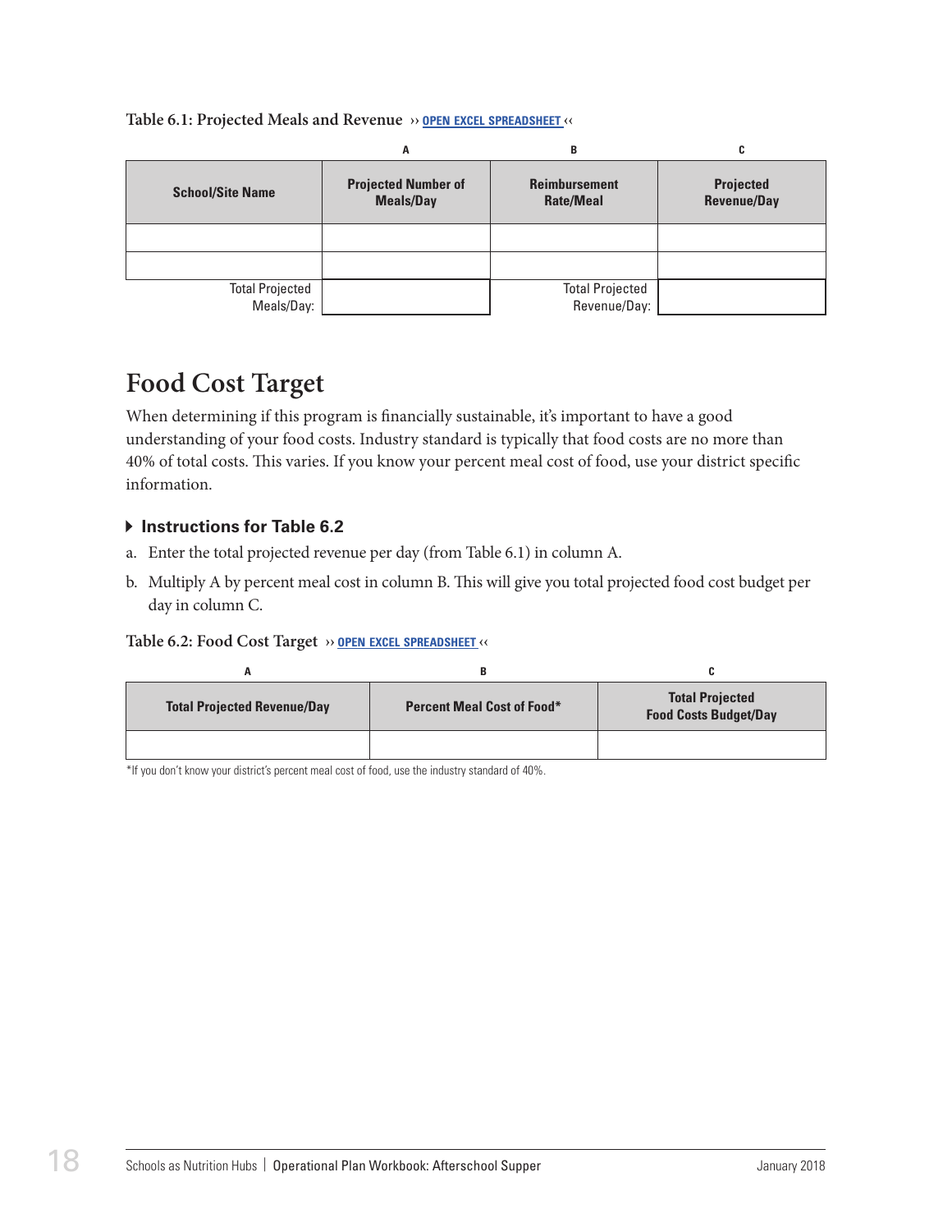**Table 6.1: Projected Meals and Revenue** ›› OPEN EXCEL SPREADSHEET ‹‹

| | A | B | C |
|---|---|---|---|
| **School/Site Name** | **Projected Number of Meals/Day** | **Reimbursement Rate/Meal** | **Projected Revenue/Day** |
| | | | |
| | | | |
| Total Projected Meals/Day: | | Total Projected Revenue/Day: | |

## Food Cost Target

When determining if this program is financially sustainable, it's important to have a good understanding of your food costs. Industry standard is typically that food costs are no more than 40% of total costs. This varies. If you know your percent meal cost of food, use your district specific information.

### Instructions for Table 6.2

a. Enter the total projected revenue per day (from Table 6.1) in column A.

b. Multiply A by percent meal cost in column B. This will give you total projected food cost budget per day in column C.

**Table 6.2: Food Cost Target** ›› OPEN EXCEL SPREADSHEET ‹‹

| A | B | C |
|---|---|---|
| **Total Projected Revenue/Day** | **Percent Meal Cost of Food*** | **Total Projected Food Costs Budget/Day** |
| | | |

*If you don't know your district's percent meal cost of food, use the industry standard of 40%.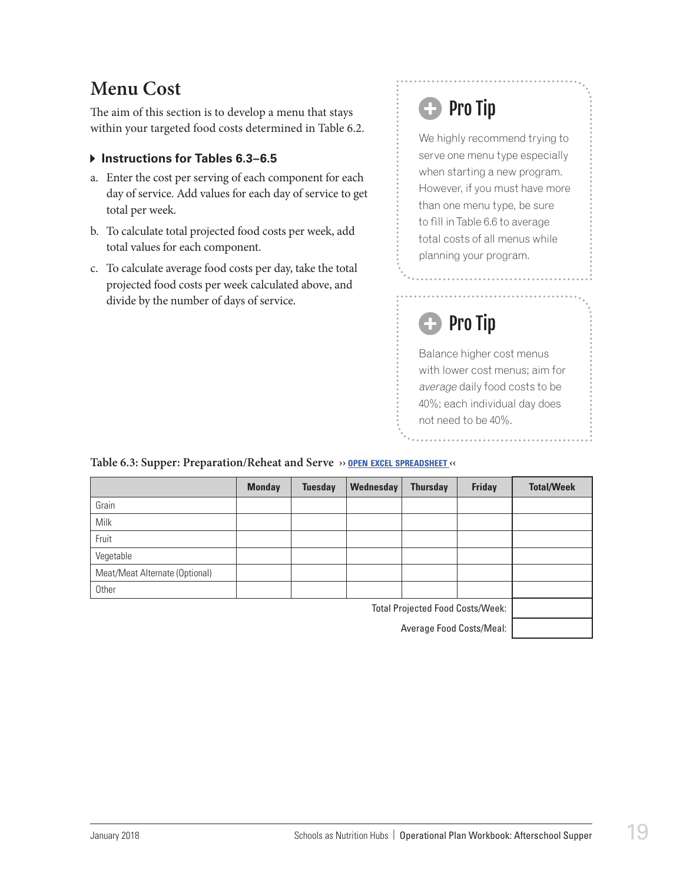## Menu Cost

The aim of this section is to develop a menu that stays within your targeted food costs determined in Table 6.2.

### Instructions for Tables 6.3–6.5

a. Enter the cost per serving of each component for each day of service. Add values for each day of service to get total per week.

b. To calculate total projected food costs per week, add total values for each component.

c. To calculate average food costs per day, take the total projected food costs per week calculated above, and divide by the number of days of service.

> **Pro Tip**
>
> We highly recommend trying to serve one menu type especially when starting a new program. However, if you must have more than one menu type, be sure to fill in Table 6.6 to average total costs of all menus while planning your program.

> **Pro Tip**
>
> Balance higher cost menus with lower cost menus; aim for *average* daily food costs to be 40%; each individual day does not need to be 40%.

**Table 6.3: Supper: Preparation/Reheat and Serve** ›› OPEN EXCEL SPREADSHEET ‹‹

| | Monday | Tuesday | Wednesday | Thursday | Friday | Total/Week |
|---|---|---|---|---|---|---|
| Grain | | | | | | |
| Milk | | | | | | |
| Fruit | | | | | | |
| Vegetable | | | | | | |
| Meat/Meat Alternate (Optional) | | | | | | |
| Other | | | | | | |
| | | | | | Total Projected Food Costs/Week: | |
| | | | | | Average Food Costs/Meal: | |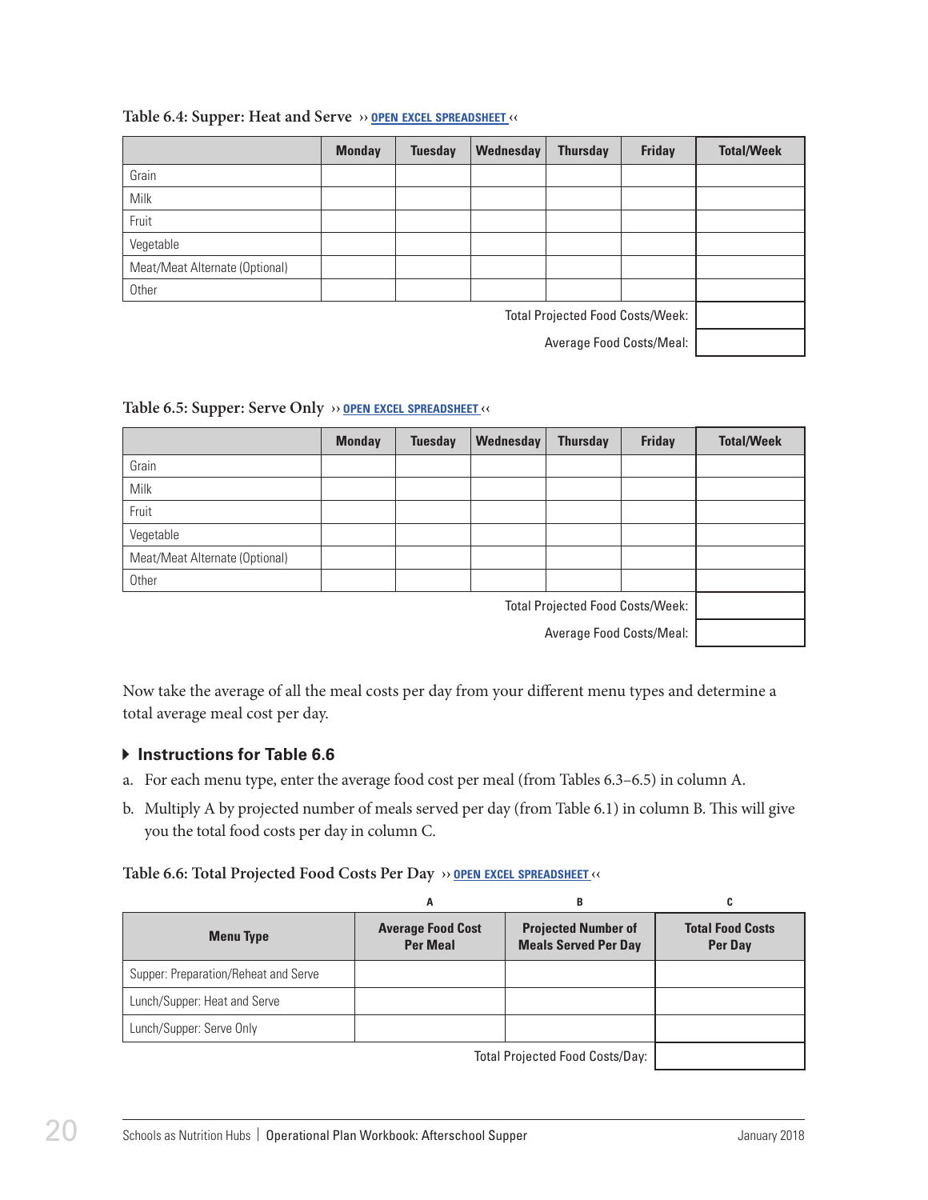### Table 6.4: Supper: Heat and Serve ›› OPEN EXCEL SPREADSHEET ‹‹

| | Monday | Tuesday | Wednesday | Thursday | Friday | Total/Week |
|---|---|---|---|---|---|---|
| Grain | | | | | | |
| Milk | | | | | | |
| Fruit | | | | | | |
| Vegetable | | | | | | |
| Meat/Meat Alternate (Optional) | | | | | | |
| Other | | | | | | |
| | | | | | Total Projected Food Costs/Week: | |
| | | | | | Average Food Costs/Meal: | |

### Table 6.5: Supper: Serve Only ›› OPEN EXCEL SPREADSHEET ‹‹

| | Monday | Tuesday | Wednesday | Thursday | Friday | Total/Week |
|---|---|---|---|---|---|---|
| Grain | | | | | | |
| Milk | | | | | | |
| Fruit | | | | | | |
| Vegetable | | | | | | |
| Meat/Meat Alternate (Optional) | | | | | | |
| Other | | | | | | |
| | | | | | Total Projected Food Costs/Week: | |
| | | | | | Average Food Costs/Meal: | |

Now take the average of all the meal costs per day from your different menu types and determine a total average meal cost per day.

#### Instructions for Table 6.6

a. For each menu type, enter the average food cost per meal (from Tables 6.3–6.5) in column A.

b. Multiply A by projected number of meals served per day (from Table 6.1) in column B. This will give you the total food costs per day in column C.

### Table 6.6: Total Projected Food Costs Per Day ›› OPEN EXCEL SPREADSHEET ‹‹

| | A | B | C |
|---|---|---|---|
| Menu Type | Average Food Cost Per Meal | Projected Number of Meals Served Per Day | Total Food Costs Per Day |
| Supper: Preparation/Reheat and Serve | | | |
| Lunch/Supper: Heat and Serve | | | |
| Lunch/Supper: Serve Only | | | |
| | | Total Projected Food Costs/Day: | |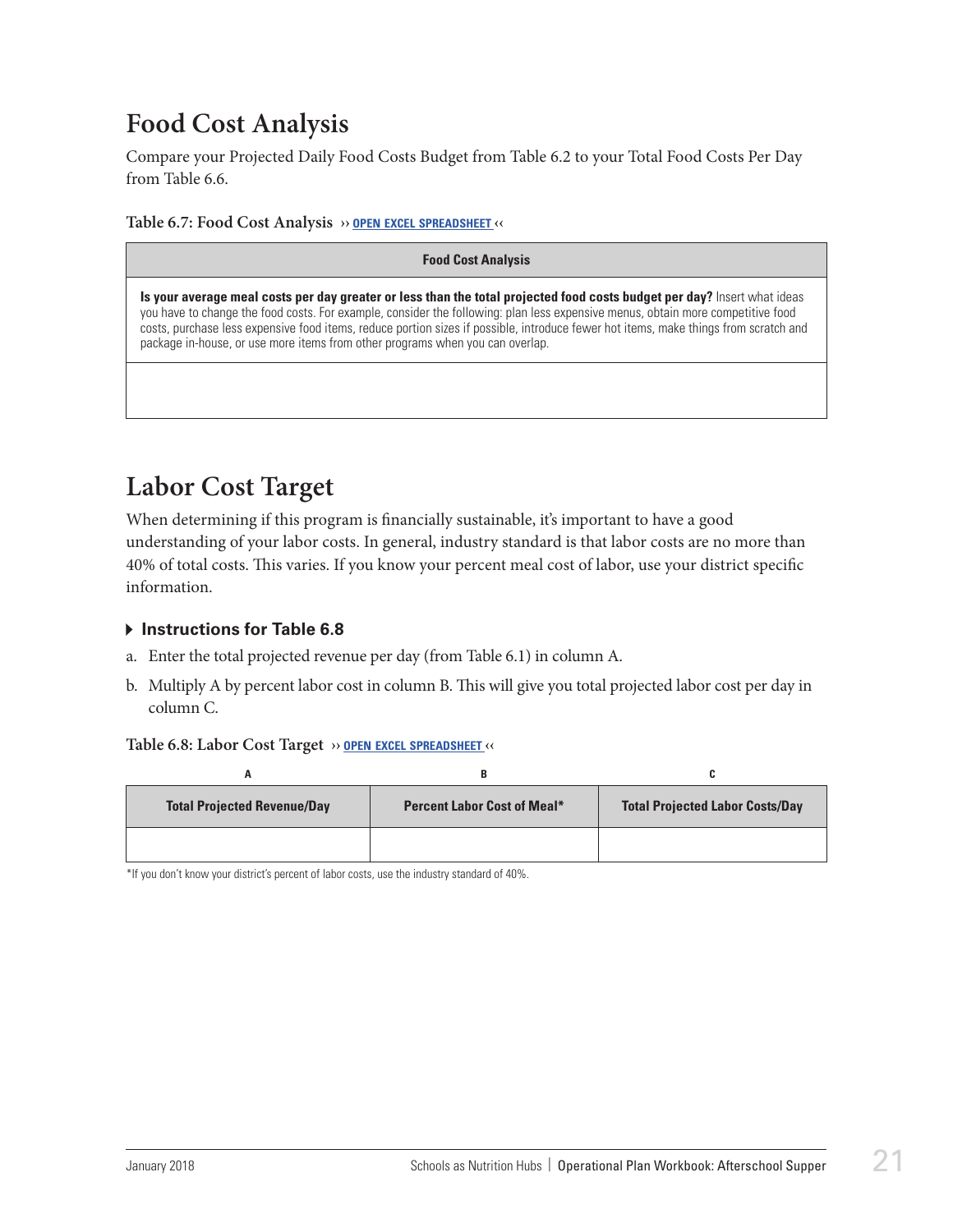## Food Cost Analysis

Compare your Projected Daily Food Costs Budget from Table 6.2 to your Total Food Costs Per Day from Table 6.6.

**Table 6.7: Food Cost Analysis** ›› OPEN EXCEL SPREADSHEET ‹‹

| Food Cost Analysis |
| --- |
| **Is your average meal costs per day greater or less than the total projected food costs budget per day?** Insert what ideas you have to change the food costs. For example, consider the following: plan less expensive menus, obtain more competitive food costs, purchase less expensive food items, reduce portion sizes if possible, introduce fewer hot items, make things from scratch and package in-house, or use more items from other programs when you can overlap. |
| |

## Labor Cost Target

When determining if this program is financially sustainable, it's important to have a good understanding of your labor costs. In general, industry standard is that labor costs are no more than 40% of total costs. This varies. If you know your percent meal cost of labor, use your district specific information.

### Instructions for Table 6.8

a. Enter the total projected revenue per day (from Table 6.1) in column A.

b. Multiply A by percent labor cost in column B. This will give you total projected labor cost per day in column C.

**Table 6.8: Labor Cost Target** ›› OPEN EXCEL SPREADSHEET ‹‹

| A | B | C |
| --- | --- | --- |
| **Total Projected Revenue/Day** | **Percent Labor Cost of Meal*** | **Total Projected Labor Costs/Day** |
| | | |

*If you don't know your district's percent of labor costs, use the industry standard of 40%.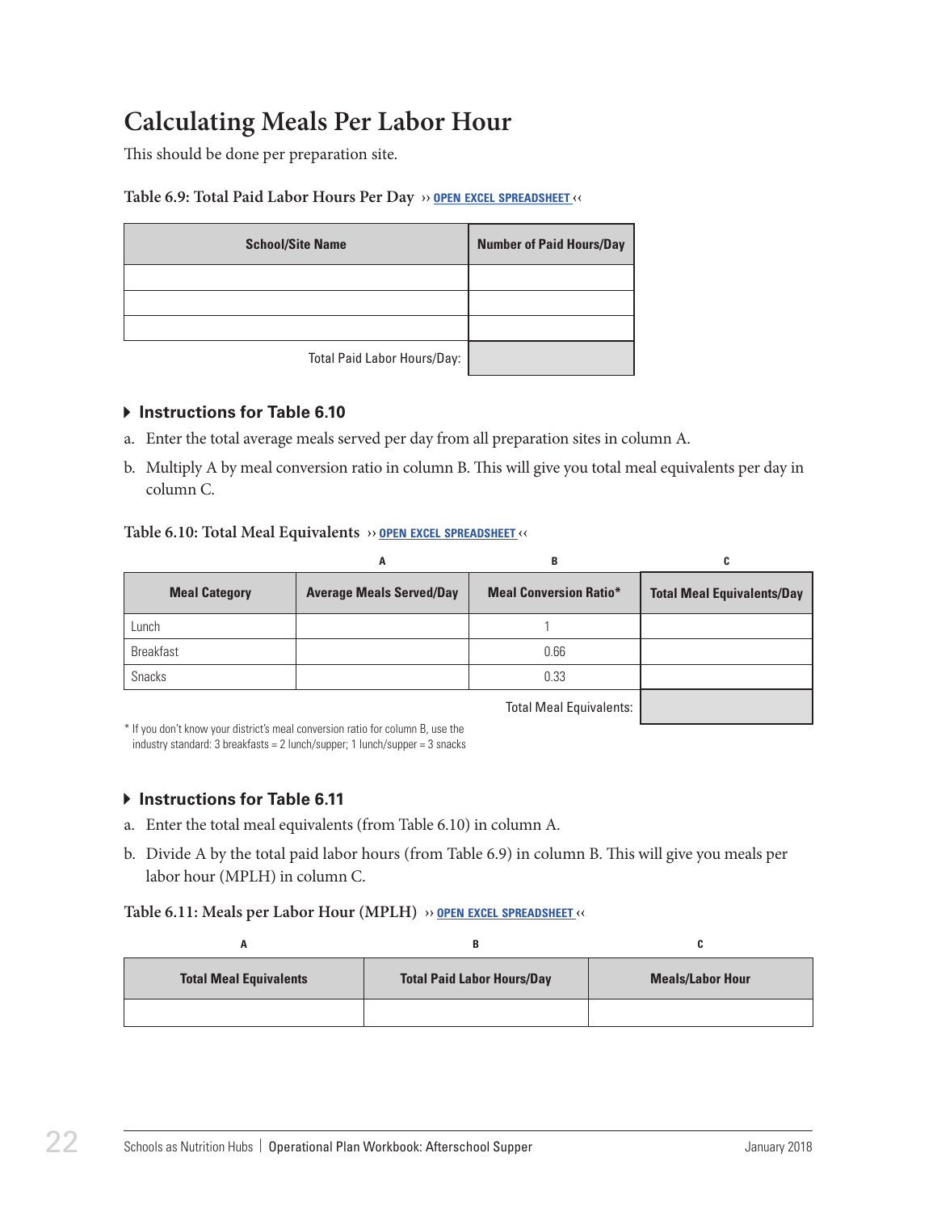# Calculating Meals Per Labor Hour

This should be done per preparation site.

**Table 6.9: Total Paid Labor Hours Per Day** ›› OPEN EXCEL SPREADSHEET ‹‹

| School/Site Name | Number of Paid Hours/Day |
|---|---|
| | |
| | |
| | |
| Total Paid Labor Hours/Day: | |

### ▸ Instructions for Table 6.10

a. Enter the total average meals served per day from all preparation sites in column A.

b. Multiply A by meal conversion ratio in column B. This will give you total meal equivalents per day in column C.

**Table 6.10: Total Meal Equivalents** ›› OPEN EXCEL SPREADSHEET ‹‹

| | A | B | C |
|---|---|---|---|
| **Meal Category** | **Average Meals Served/Day** | **Meal Conversion Ratio*** | **Total Meal Equivalents/Day** |
| Lunch | | 1 | |
| Breakfast | | 0.66 | |
| Snacks | | 0.33 | |
| | | Total Meal Equivalents: | |

* If you don't know your district's meal conversion ratio for column B, use the industry standard: 3 breakfasts = 2 lunch/supper; 1 lunch/supper = 3 snacks

### ▸ Instructions for Table 6.11

a. Enter the total meal equivalents (from Table 6.10) in column A.

b. Divide A by the total paid labor hours (from Table 6.9) in column B. This will give you meals per labor hour (MPLH) in column C.

**Table 6.11: Meals per Labor Hour (MPLH)** ›› OPEN EXCEL SPREADSHEET ‹‹

| A | B | C |
|---|---|---|
| **Total Meal Equivalents** | **Total Paid Labor Hours/Day** | **Meals/Labor Hour** |
| | | |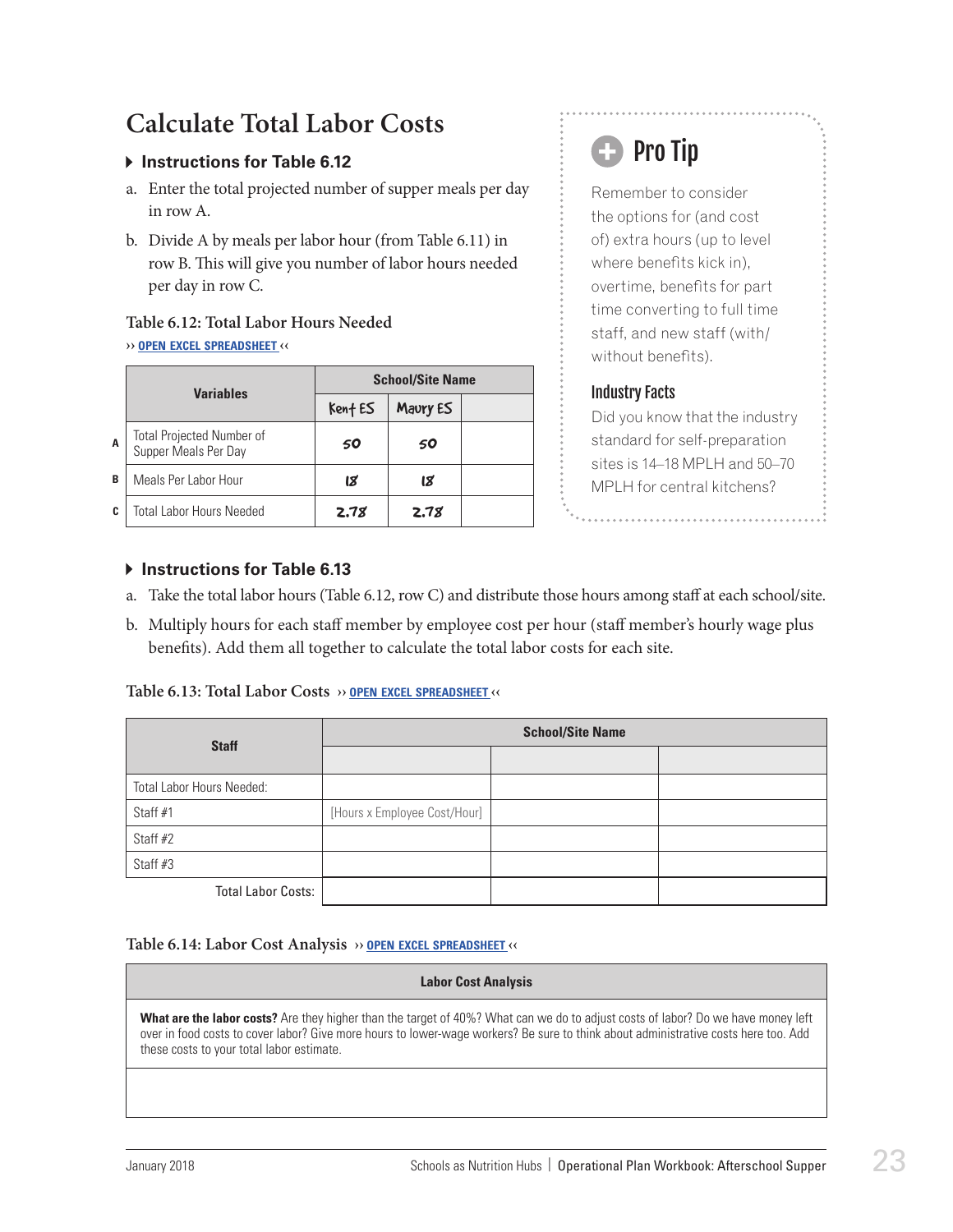# Calculate Total Labor Costs

### Instructions for Table 6.12

a. Enter the total projected number of supper meals per day in row A.

b. Divide A by meals per labor hour (from Table 6.11) in row B. This will give you number of labor hours needed per day in row C.

**Table 6.12: Total Labor Hours Needed**

›› OPEN EXCEL SPREADSHEET ‹‹

| | Variables | School/Site Name | | |
|---|---|---|---|---|
| | | Kent ES | Maury ES | |
| A | Total Projected Number of Supper Meals Per Day | 50 | 50 | |
| B | Meals Per Labor Hour | 18 | 18 | |
| C | Total Labor Hours Needed | 2.78 | 2.78 | |

## Pro Tip

Remember to consider the options for (and cost of) extra hours (up to level where benefits kick in), overtime, benefits for part time converting to full time staff, and new staff (with/without benefits).

### Industry Facts

Did you know that the industry standard for self-preparation sites is 14–18 MPLH and 50–70 MPLH for central kitchens?

### Instructions for Table 6.13

a. Take the total labor hours (Table 6.12, row C) and distribute those hours among staff at each school/site.

b. Multiply hours for each staff member by employee cost per hour (staff member's hourly wage plus benefits). Add them all together to calculate the total labor costs for each site.

**Table 6.13: Total Labor Costs** ›› OPEN EXCEL SPREADSHEET ‹‹

| Staff | School/Site Name | | |
|---|---|---|---|
| | | | |
| Total Labor Hours Needed: | | | |
| Staff #1 | [Hours x Employee Cost/Hour] | | |
| Staff #2 | | | |
| Staff #3 | | | |
| Total Labor Costs: | | | |

**Table 6.14: Labor Cost Analysis** ›› OPEN EXCEL SPREADSHEET ‹‹

| Labor Cost Analysis |
|---|
| **What are the labor costs?** Are they higher than the target of 40%? What can we do to adjust costs of labor? Do we have money left over in food costs to cover labor? Give more hours to lower-wage workers? Be sure to think about administrative costs here too. Add these costs to your total labor estimate. |
| |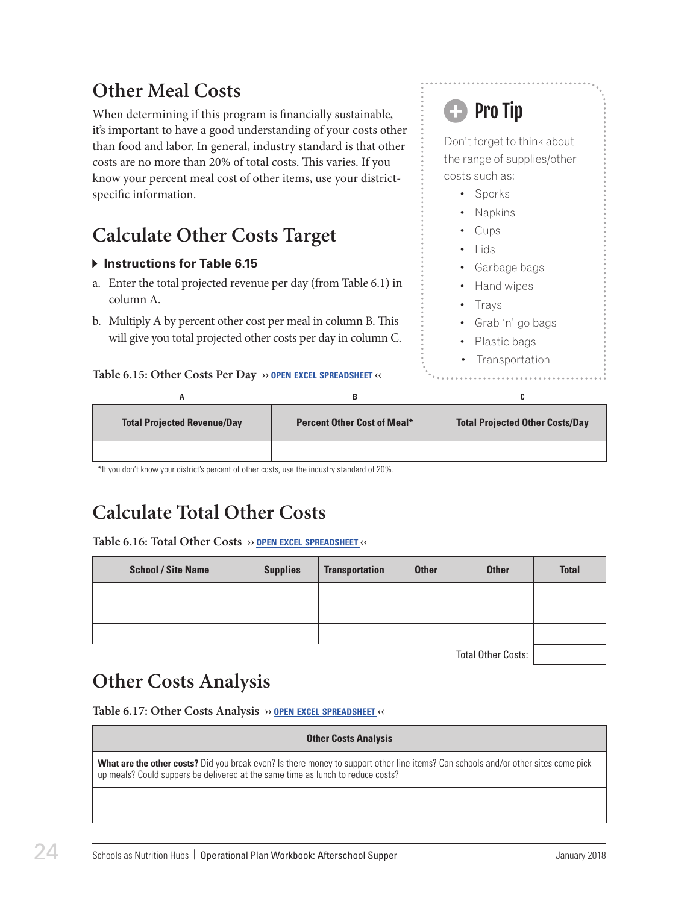## Other Meal Costs

When determining if this program is financially sustainable, it's important to have a good understanding of your costs other than food and labor. In general, industry standard is that other costs are no more than 20% of total costs. This varies. If you know your percent meal cost of other items, use your district-specific information.

### Pro Tip

Don't forget to think about the range of supplies/other costs such as:

- Sporks
- Napkins
- Cups
- Lids
- Garbage bags
- Hand wipes
- Trays
- Grab 'n' go bags
- Plastic bags
- Transportation

## Calculate Other Costs Target

**Instructions for Table 6.15**

a. Enter the total projected revenue per day (from Table 6.1) in column A.

b. Multiply A by percent other cost per meal in column B. This will give you total projected other costs per day in column C.

**Table 6.15: Other Costs Per Day** ›› OPEN EXCEL SPREADSHEET ‹‹

| A | B | C |
|---|---|---|
| **Total Projected Revenue/Day** | **Percent Other Cost of Meal*** | **Total Projected Other Costs/Day** |
| | | |

*If you don't know your district's percent of other costs, use the industry standard of 20%.

## Calculate Total Other Costs

**Table 6.16: Total Other Costs** ›› OPEN EXCEL SPREADSHEET ‹‹

| School / Site Name | Supplies | Transportation | Other | Other | Total |
|---|---|---|---|---|---|
| | | | | | |
| | | | | | |
| | | | | | |
| | | | | Total Other Costs: | |

## Other Costs Analysis

**Table 6.17: Other Costs Analysis** ›› OPEN EXCEL SPREADSHEET ‹‹

| Other Costs Analysis |
|---|
| **What are the other costs?** Did you break even? Is there money to support other line items? Can schools and/or other sites come pick up meals? Could suppers be delivered at the same time as lunch to reduce costs? |
| |